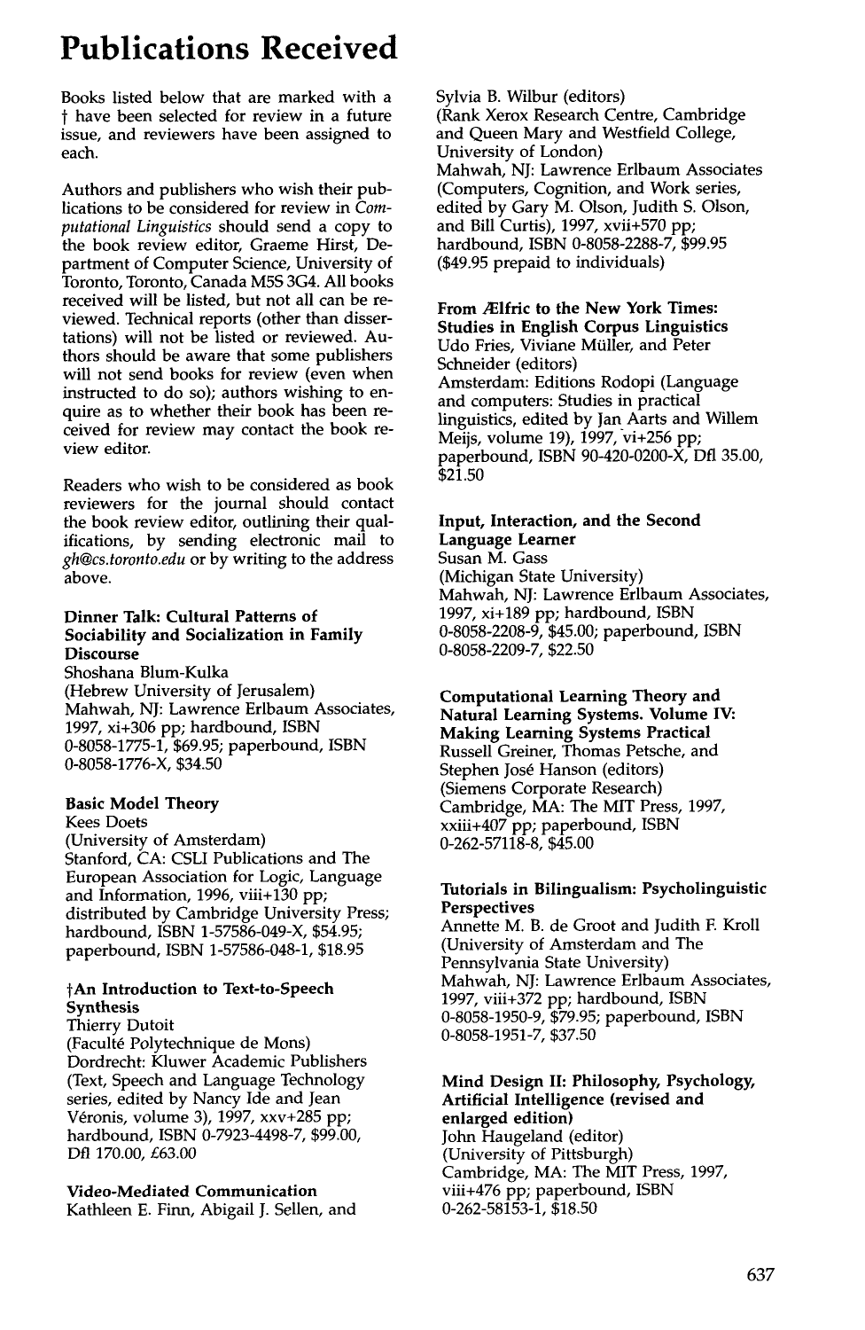# Publications Received

Books listed below that are marked with a † have been selected for review in a future issue, and reviewers have been assigned to each.

Authors and publishers who wish their publications to be considered for review in *Computational Linguistics* should send a copy to the book review editor, Graeme Hirst, Department of Computer Science, University of Toronto, Toronto, Canada M5S 3G4. All books received will be listed, but not all can be reviewed. Technical reports (other than dissertations) will not be listed or reviewed. Authors should be aware that some publishers will not send books for review (even when instructed to do so); authors wishing to enquire as to whether their book has been received for review may contact the book review editor.

Readers who wish to be considered as book reviewers for the journal should contact the book review editor, outlining their qualifications, by sending electronic mail to *gh@cs.toronto.edu* or by writing to the address above.

**Dinner Talk: Cultural Patterns of Sociability and Socialization in Family Discourse**
Shoshana Blum-Kulka
(Hebrew University of Jerusalem)
Mahwah, NJ: Lawrence Erlbaum Associates, 1997, xi+306 pp; hardbound, ISBN 0-8058-1775-1, $69.95; paperbound, ISBN 0-8058-1776-X, $34.50

**Basic Model Theory**
Kees Doets
(University of Amsterdam)
Stanford, CA: CSLI Publications and The European Association for Logic, Language and Information, 1996, viii+130 pp; distributed by Cambridge University Press; hardbound, ISBN 1-57586-049-X, $54.95; paperbound, ISBN 1-57586-048-1, $18.95

**†An Introduction to Text-to-Speech Synthesis**
Thierry Dutoit
(Faculté Polytechnique de Mons)
Dordrecht: Kluwer Academic Publishers (Text, Speech and Language Technology series, edited by Nancy Ide and Jean Véronis, volume 3), 1997, xxv+285 pp; hardbound, ISBN 0-7923-4498-7, $99.00, Dfl 170.00, £63.00

**Video-Mediated Communication**
Kathleen E. Finn, Abigail J. Sellen, and Sylvia B. Wilbur (editors)
(Rank Xerox Research Centre, Cambridge and Queen Mary and Westfield College, University of London)
Mahwah, NJ: Lawrence Erlbaum Associates (Computers, Cognition, and Work series, edited by Gary M. Olson, Judith S. Olson, and Bill Curtis), 1997, xvii+570 pp; hardbound, ISBN 0-8058-2288-7, $99.95 ($49.95 prepaid to individuals)

**From Ælfric to the New York Times: Studies in English Corpus Linguistics**
Udo Fries, Viviane Müller, and Peter Schneider (editors)
Amsterdam: Editions Rodopi (Language and computers: Studies in practical linguistics, edited by Jan Aarts and Willem Meijs, volume 19), 1997, vi+256 pp; paperbound, ISBN 90-420-0200-X, Dfl 35.00, $21.50

**Input, Interaction, and the Second Language Learner**
Susan M. Gass
(Michigan State University)
Mahwah, NJ: Lawrence Erlbaum Associates, 1997, xi+189 pp; hardbound, ISBN 0-8058-2208-9, $45.00; paperbound, ISBN 0-8058-2209-7, $22.50

**Computational Learning Theory and Natural Learning Systems. Volume IV: Making Learning Systems Practical**
Russell Greiner, Thomas Petsche, and Stephen José Hanson (editors)
(Siemens Corporate Research)
Cambridge, MA: The MIT Press, 1997, xxiii+407 pp; paperbound, ISBN 0-262-57118-8, $45.00

**Tutorials in Bilingualism: Psycholinguistic Perspectives**
Annette M. B. de Groot and Judith F. Kroll
(University of Amsterdam and The Pennsylvania State University)
Mahwah, NJ: Lawrence Erlbaum Associates, 1997, viii+372 pp; hardbound, ISBN 0-8058-1950-9, $79.95; paperbound, ISBN 0-8058-1951-7, $37.50

**Mind Design II: Philosophy, Psychology, Artificial Intelligence (revised and enlarged edition)**
John Haugeland (editor)
(University of Pittsburgh)
Cambridge, MA: The MIT Press, 1997, viii+476 pp; paperbound, ISBN 0-262-58153-1, $18.50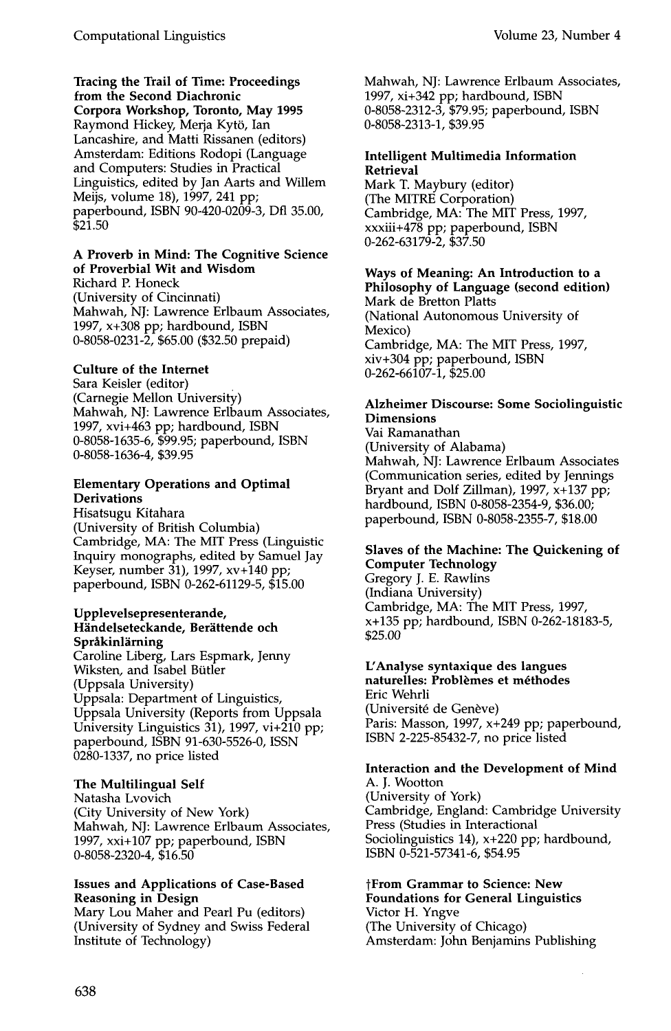**Tracing the Trail of Time: Proceedings from the Second Diachronic Corpora Workshop, Toronto, May 1995**
Raymond Hickey, Merja Kytö, Ian Lancashire, and Matti Rissanen (editors)
Amsterdam: Editions Rodopi (Language and Computers: Studies in Practical Linguistics, edited by Jan Aarts and Willem Meijs, volume 18), 1997, 241 pp; paperbound, ISBN 90-420-0209-3, Dfl 35.00, $21.50

**A Proverb in Mind: The Cognitive Science of Proverbial Wit and Wisdom**
Richard P. Honeck
(University of Cincinnati)
Mahwah, NJ: Lawrence Erlbaum Associates, 1997, x+308 pp; hardbound, ISBN 0-8058-0231-2, $65.00 ($32.50 prepaid)

**Culture of the Internet**
Sara Keisler (editor)
(Carnegie Mellon University)
Mahwah, NJ: Lawrence Erlbaum Associates, 1997, xvi+463 pp; hardbound, ISBN 0-8058-1635-6, $99.95; paperbound, ISBN 0-8058-1636-4, $39.95

**Elementary Operations and Optimal Derivations**
Hisatsugu Kitahara
(University of British Columbia)
Cambridge, MA: The MIT Press (Linguistic Inquiry monographs, edited by Samuel Jay Keyser, number 31), 1997, xv+140 pp; paperbound, ISBN 0-262-61129-5, $15.00

**Upplevelsepresenterande, Händelseteckande, Berättende och Språkinlärning**
Caroline Liberg, Lars Espmark, Jenny Wiksten, and Isabel Bütler
(Uppsala University)
Uppsala: Department of Linguistics, Uppsala University (Reports from Uppsala University Linguistics 31), 1997, vi+210 pp; paperbound, ISBN 91-630-5526-0, ISSN 0280-1337, no price listed

**The Multilingual Self**
Natasha Lvovich
(City University of New York)
Mahwah, NJ: Lawrence Erlbaum Associates, 1997, xxi+107 pp; paperbound, ISBN 0-8058-2320-4, $16.50

**Issues and Applications of Case-Based Reasoning in Design**
Mary Lou Maher and Pearl Pu (editors)
(University of Sydney and Swiss Federal Institute of Technology)
Mahwah, NJ: Lawrence Erlbaum Associates, 1997, xi+342 pp; hardbound, ISBN 0-8058-2312-3, $79.95; paperbound, ISBN 0-8058-2313-1, $39.95

**Intelligent Multimedia Information Retrieval**
Mark T. Maybury (editor)
(The MITRE Corporation)
Cambridge, MA: The MIT Press, 1997, xxxiii+478 pp; paperbound, ISBN 0-262-63179-2, $37.50

**Ways of Meaning: An Introduction to a Philosophy of Language (second edition)**
Mark de Bretton Platts
(National Autonomous University of Mexico)
Cambridge, MA: The MIT Press, 1997, xiv+304 pp; paperbound, ISBN 0-262-66107-1, $25.00

**Alzheimer Discourse: Some Sociolinguistic Dimensions**
Vai Ramanathan
(University of Alabama)
Mahwah, NJ: Lawrence Erlbaum Associates (Communication series, edited by Jennings Bryant and Dolf Zillman), 1997, x+137 pp; hardbound, ISBN 0-8058-2354-9, $36.00; paperbound, ISBN 0-8058-2355-7, $18.00

**Slaves of the Machine: The Quickening of Computer Technology**
Gregory J. E. Rawlins
(Indiana University)
Cambridge, MA: The MIT Press, 1997, x+135 pp; hardbound, ISBN 0-262-18183-5, $25.00

**L'Analyse syntaxique des langues naturelles: Problèmes et méthodes**
Eric Wehrli
(Université de Genève)
Paris: Masson, 1997, x+249 pp; paperbound, ISBN 2-225-85432-7, no price listed

**Interaction and the Development of Mind**
A. J. Wootton
(University of York)
Cambridge, England: Cambridge University Press (Studies in Interactional Sociolinguistics 14), x+220 pp; hardbound, ISBN 0-521-57341-6, $54.95

**†From Grammar to Science: New Foundations for General Linguistics**
Victor H. Yngve
(The University of Chicago)
Amsterdam: John Benjamins Publishing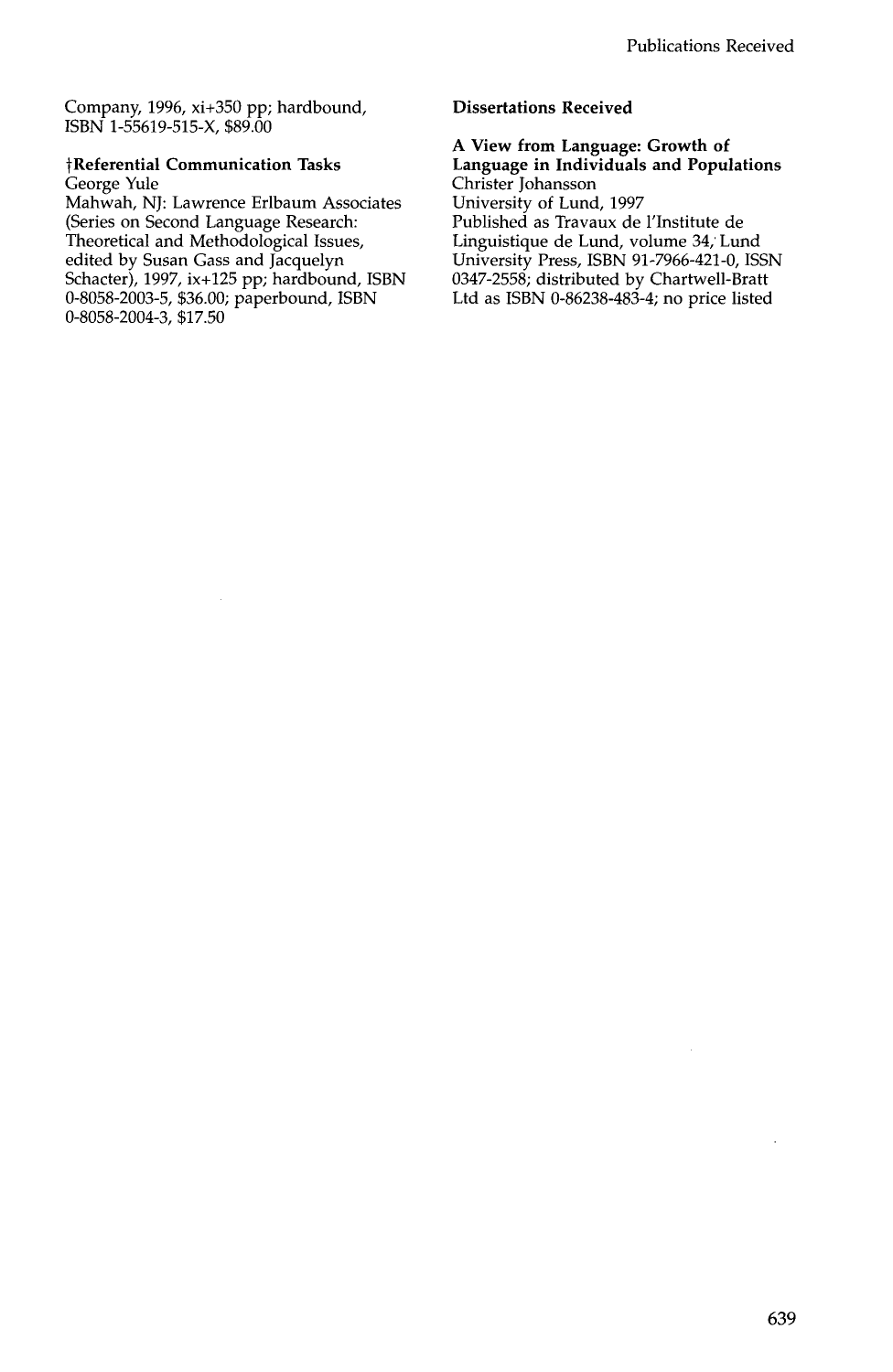Company, 1996, xi+350 pp; hardbound, ISBN 1-55619-515-X, $89.00

**†Referential Communication Tasks**
George Yule
Mahwah, NJ: Lawrence Erlbaum Associates (Series on Second Language Research: Theoretical and Methodological Issues, edited by Susan Gass and Jacquelyn Schacter), 1997, ix+125 pp; hardbound, ISBN 0-8058-2003-5, $36.00; paperbound, ISBN 0-8058-2004-3, $17.50

**Dissertations Received**

**A View from Language: Growth of Language in Individuals and Populations**
Christer Johansson
University of Lund, 1997
Published as Travaux de l'Institute de Linguistique de Lund, volume 34, Lund University Press, ISBN 91-7966-421-0, ISSN 0347-2558; distributed by Chartwell-Bratt Ltd as ISBN 0-86238-483-4; no price listed